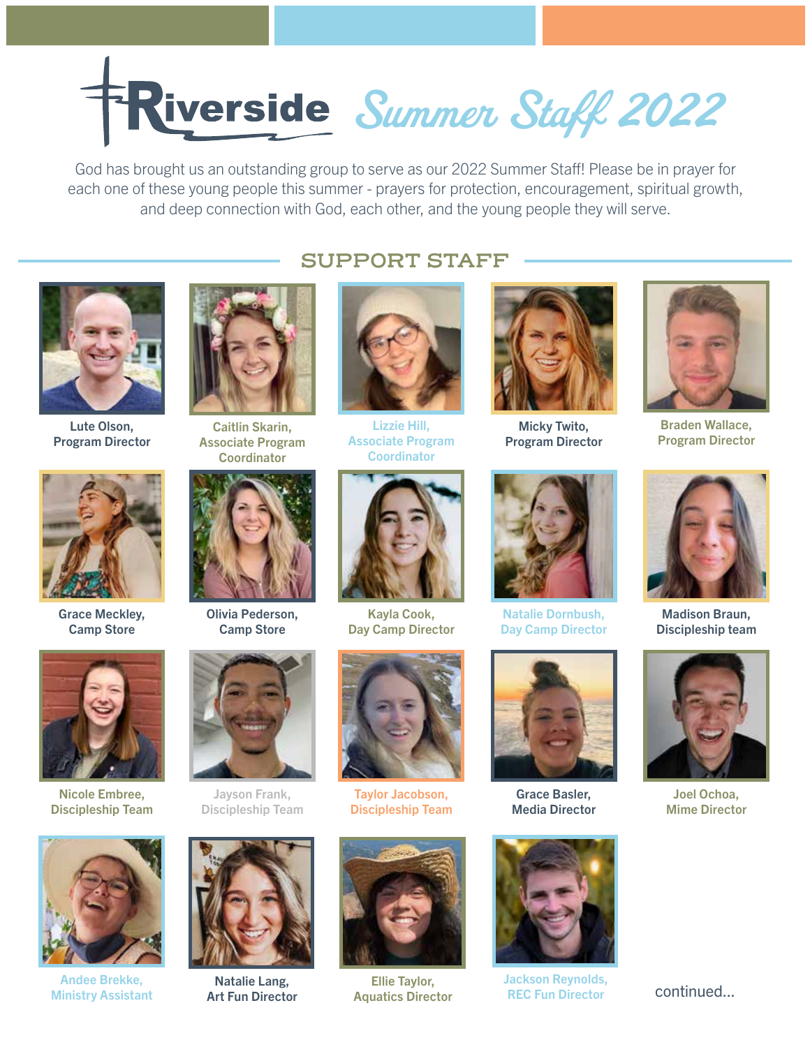# Riverside Summer Staff 2022

God has brought us an outstanding group to serve as our 2022 Summer Staff! Please be in prayer for each one of these young people this summer - prayers for protection, encouragement, spiritual growth, and deep connection with God, each other, and the young people they will serve.

## SUPPORT STAFF

Lute Olson, Program Director

Caitlin Skarin, Associate Program Coordinator

Lizzie Hill, Associate Program Coordinator

Micky Twito, Program Director

Braden Wallace, Program Director

Grace Meckley, Camp Store

Olivia Pederson, Camp Store

Kayla Cook, Day Camp Director

Natalie Dornbush, Day Camp Director

Madison Braun, Discipleship team

Nicole Embree, Discipleship Team

Jayson Frank, Discipleship Team

Taylor Jacobson, Discipleship Team

Grace Basler, Media Director

Joel Ochoa, Mime Director

Andee Brekke, Ministry Assistant

Natalie Lang, Art Fun Director

Ellie Taylor, Aquatics Director

Jackson Reynolds, REC Fun Director

continued...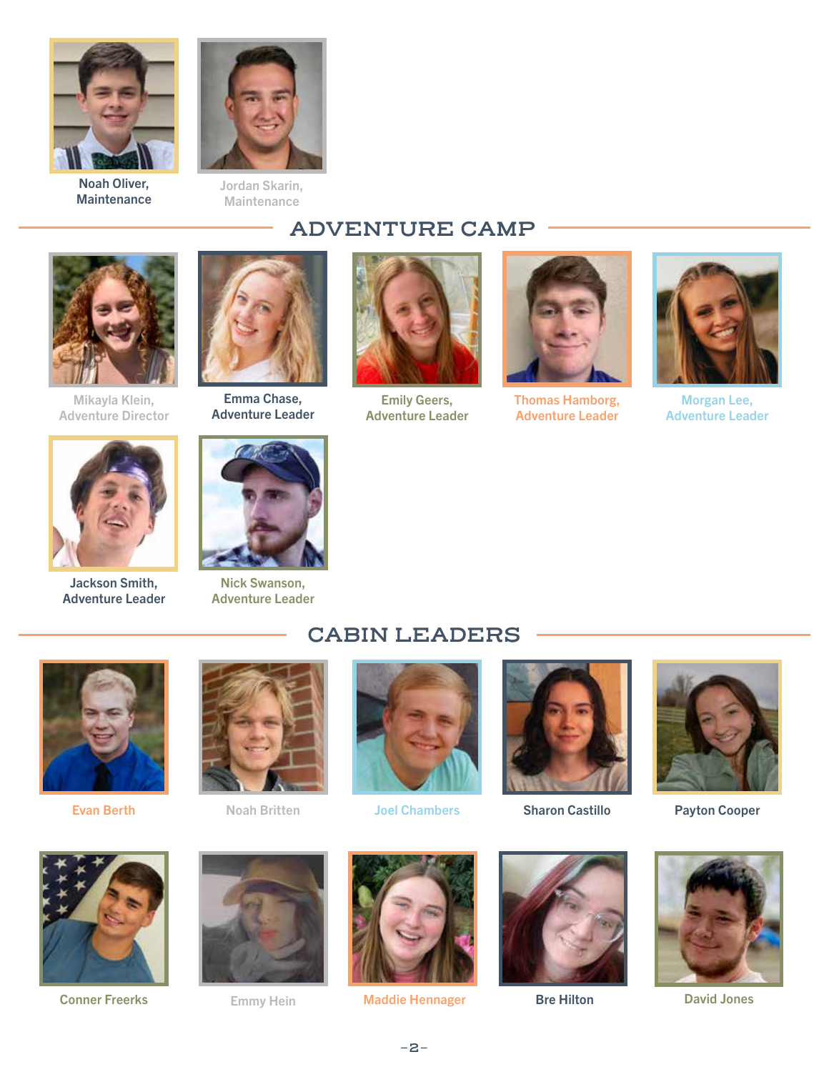Noah Oliver,
Maintenance

Jordan Skarin,
Maintenance

## ADVENTURE CAMP

Mikayla Klein,
Adventure Director

Emma Chase,
Adventure Leader

Emily Geers,
Adventure Leader

Thomas Hamborg,
Adventure Leader

Morgan Lee,
Adventure Leader

Jackson Smith,
Adventure Leader

Nick Swanson,
Adventure Leader

## CABIN LEADERS

Evan Berth

Noah Britten

Joel Chambers

Sharon Castillo

Payton Cooper

Conner Freerks

Emmy Hein

Maddie Hennager

Bre Hilton

David Jones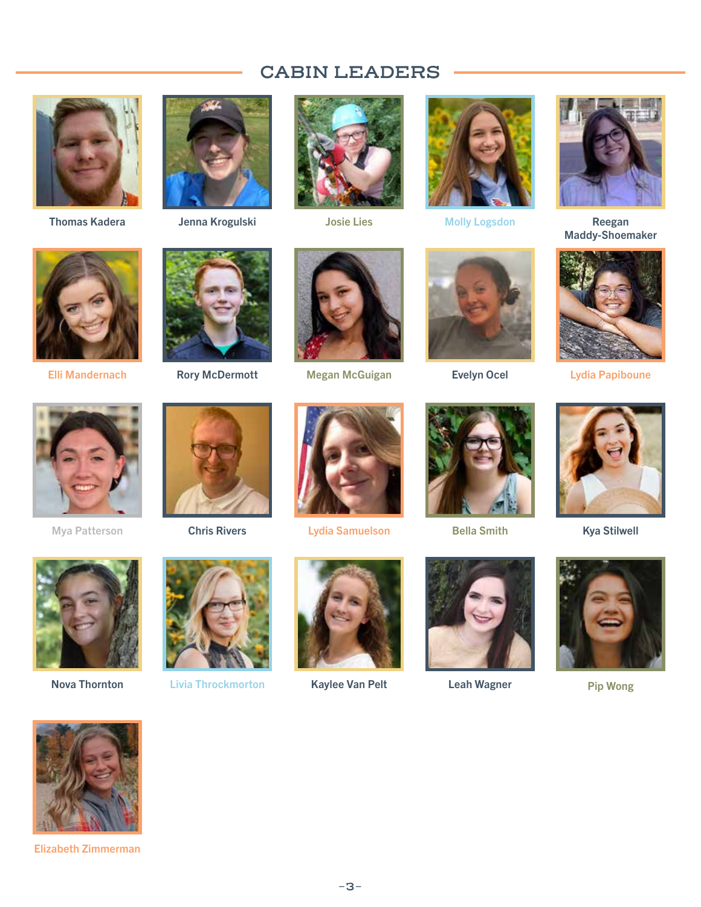## CABIN LEADERS

Thomas Kadera

Jenna Krogulski

Josie Lies

Molly Logsdon

Reegan Maddy-Shoemaker

Elli Mandernach

Rory McDermott

Megan McGuigan

Evelyn Ocel

Lydia Papiboune

Mya Patterson

Chris Rivers

Lydia Samuelson

Bella Smith

Kya Stilwell

Nova Thornton

Livia Throckmorton

Kaylee Van Pelt

Leah Wagner

Pip Wong

Elizabeth Zimmerman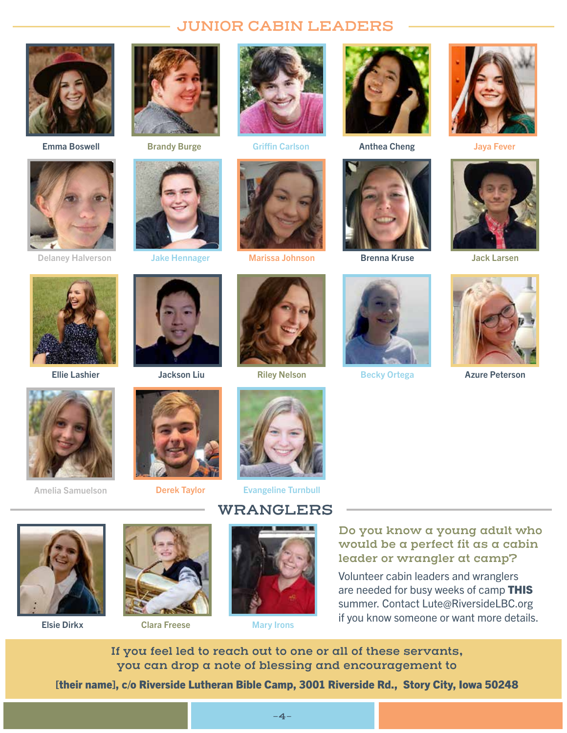## JUNIOR CABIN LEADERS

Emma Boswell

Brandy Burge

Griffin Carlson

Anthea Cheng

Jaya Fever

Delaney Halverson

Jake Hennager

Marissa Johnson

Brenna Kruse

Jack Larsen

Ellie Lashier

Jackson Liu

Riley Nelson

Becky Ortega

Azure Peterson

Amelia Samuelson

Derek Taylor

Evangeline Turnbull

## WRANGLERS

Elsie Dirkx

Clara Freese

Mary Irons

### Do you know a young adult who would be a perfect fit as a cabin leader or wrangler at camp?

Volunteer cabin leaders and wranglers are needed for busy weeks of camp **THIS** summer. Contact Lute@RiversideLBC.org if you know someone or want more details.

If you feel led to reach out to one or all of these servants, you can drop a note of blessing and encouragement to

**[their name], c/o Riverside Lutheran Bible Camp, 3001 Riverside Rd., Story City, Iowa 50248**